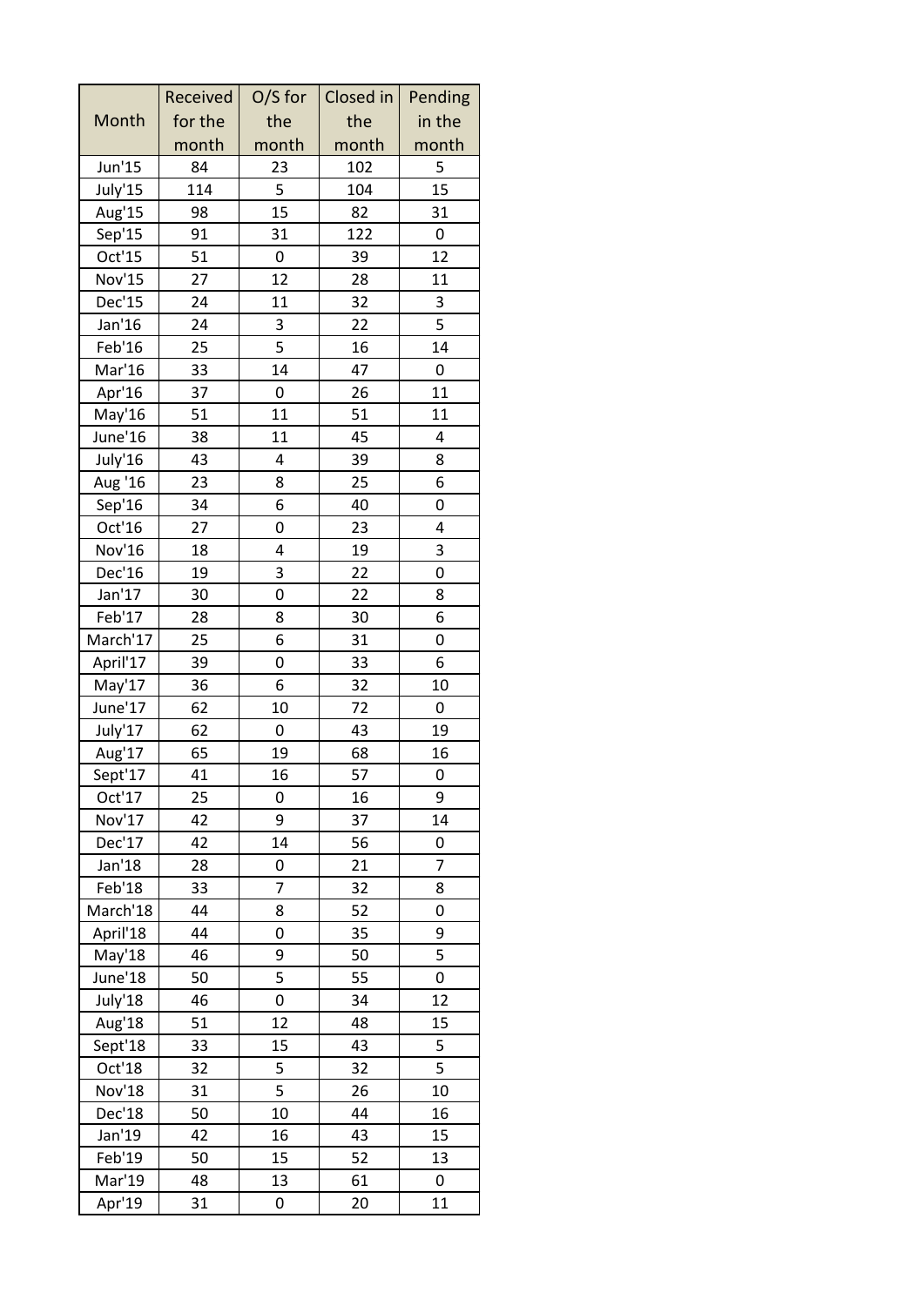| Month | Received for the month | O/S for the month | Closed in the month | Pending in the month |
|---|---|---|---|---|
| Jun'15 | 84 | 23 | 102 | 5 |
| July'15 | 114 | 5 | 104 | 15 |
| Aug'15 | 98 | 15 | 82 | 31 |
| Sep'15 | 91 | 31 | 122 | 0 |
| Oct'15 | 51 | 0 | 39 | 12 |
| Nov'15 | 27 | 12 | 28 | 11 |
| Dec'15 | 24 | 11 | 32 | 3 |
| Jan'16 | 24 | 3 | 22 | 5 |
| Feb'16 | 25 | 5 | 16 | 14 |
| Mar'16 | 33 | 14 | 47 | 0 |
| Apr'16 | 37 | 0 | 26 | 11 |
| May'16 | 51 | 11 | 51 | 11 |
| June'16 | 38 | 11 | 45 | 4 |
| July'16 | 43 | 4 | 39 | 8 |
| Aug '16 | 23 | 8 | 25 | 6 |
| Sep'16 | 34 | 6 | 40 | 0 |
| Oct'16 | 27 | 0 | 23 | 4 |
| Nov'16 | 18 | 4 | 19 | 3 |
| Dec'16 | 19 | 3 | 22 | 0 |
| Jan'17 | 30 | 0 | 22 | 8 |
| Feb'17 | 28 | 8 | 30 | 6 |
| March'17 | 25 | 6 | 31 | 0 |
| April'17 | 39 | 0 | 33 | 6 |
| May'17 | 36 | 6 | 32 | 10 |
| June'17 | 62 | 10 | 72 | 0 |
| July'17 | 62 | 0 | 43 | 19 |
| Aug'17 | 65 | 19 | 68 | 16 |
| Sept'17 | 41 | 16 | 57 | 0 |
| Oct'17 | 25 | 0 | 16 | 9 |
| Nov'17 | 42 | 9 | 37 | 14 |
| Dec'17 | 42 | 14 | 56 | 0 |
| Jan'18 | 28 | 0 | 21 | 7 |
| Feb'18 | 33 | 7 | 32 | 8 |
| March'18 | 44 | 8 | 52 | 0 |
| April'18 | 44 | 0 | 35 | 9 |
| May'18 | 46 | 9 | 50 | 5 |
| June'18 | 50 | 5 | 55 | 0 |
| July'18 | 46 | 0 | 34 | 12 |
| Aug'18 | 51 | 12 | 48 | 15 |
| Sept'18 | 33 | 15 | 43 | 5 |
| Oct'18 | 32 | 5 | 32 | 5 |
| Nov'18 | 31 | 5 | 26 | 10 |
| Dec'18 | 50 | 10 | 44 | 16 |
| Jan'19 | 42 | 16 | 43 | 15 |
| Feb'19 | 50 | 15 | 52 | 13 |
| Mar'19 | 48 | 13 | 61 | 0 |
| Apr'19 | 31 | 0 | 20 | 11 |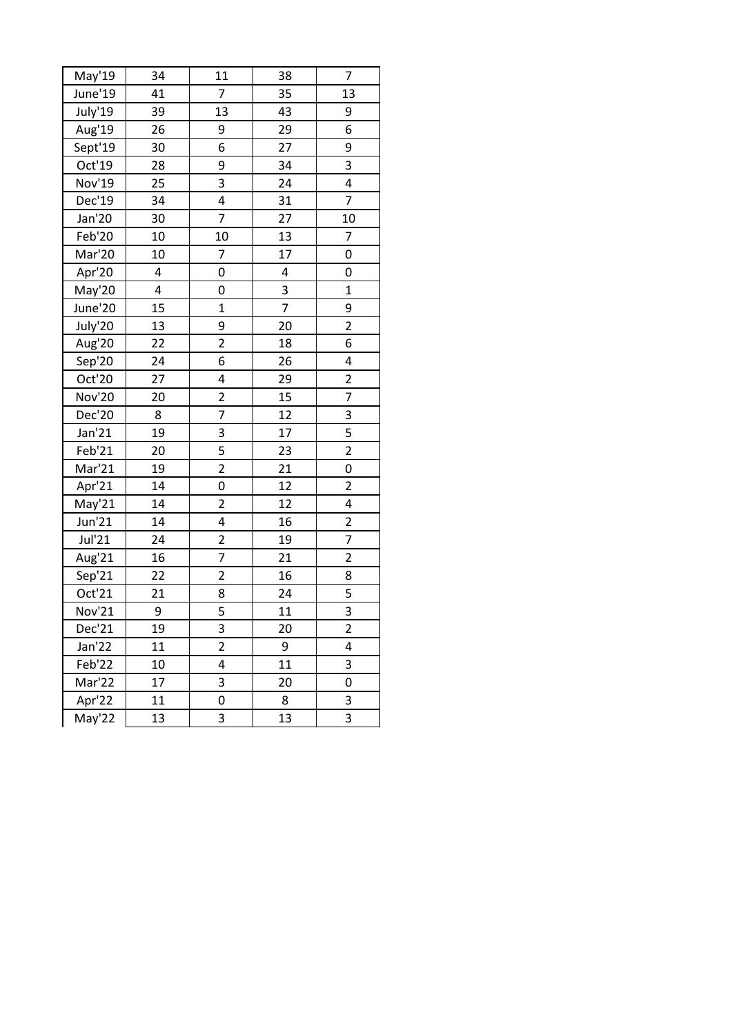| | | | | |
|---|---|---|---|---|
| May'19 | 34 | 11 | 38 | 7 |
| June'19 | 41 | 7 | 35 | 13 |
| July'19 | 39 | 13 | 43 | 9 |
| Aug'19 | 26 | 9 | 29 | 6 |
| Sept'19 | 30 | 6 | 27 | 9 |
| Oct'19 | 28 | 9 | 34 | 3 |
| Nov'19 | 25 | 3 | 24 | 4 |
| Dec'19 | 34 | 4 | 31 | 7 |
| Jan'20 | 30 | 7 | 27 | 10 |
| Feb'20 | 10 | 10 | 13 | 7 |
| Mar'20 | 10 | 7 | 17 | 0 |
| Apr'20 | 4 | 0 | 4 | 0 |
| May'20 | 4 | 0 | 3 | 1 |
| June'20 | 15 | 1 | 7 | 9 |
| July'20 | 13 | 9 | 20 | 2 |
| Aug'20 | 22 | 2 | 18 | 6 |
| Sep'20 | 24 | 6 | 26 | 4 |
| Oct'20 | 27 | 4 | 29 | 2 |
| Nov'20 | 20 | 2 | 15 | 7 |
| Dec'20 | 8 | 7 | 12 | 3 |
| Jan'21 | 19 | 3 | 17 | 5 |
| Feb'21 | 20 | 5 | 23 | 2 |
| Mar'21 | 19 | 2 | 21 | 0 |
| Apr'21 | 14 | 0 | 12 | 2 |
| May'21 | 14 | 2 | 12 | 4 |
| Jun'21 | 14 | 4 | 16 | 2 |
| Jul'21 | 24 | 2 | 19 | 7 |
| Aug'21 | 16 | 7 | 21 | 2 |
| Sep'21 | 22 | 2 | 16 | 8 |
| Oct'21 | 21 | 8 | 24 | 5 |
| Nov'21 | 9 | 5 | 11 | 3 |
| Dec'21 | 19 | 3 | 20 | 2 |
| Jan'22 | 11 | 2 | 9 | 4 |
| Feb'22 | 10 | 4 | 11 | 3 |
| Mar'22 | 17 | 3 | 20 | 0 |
| Apr'22 | 11 | 0 | 8 | 3 |
| May'22 | 13 | 3 | 13 | 3 |